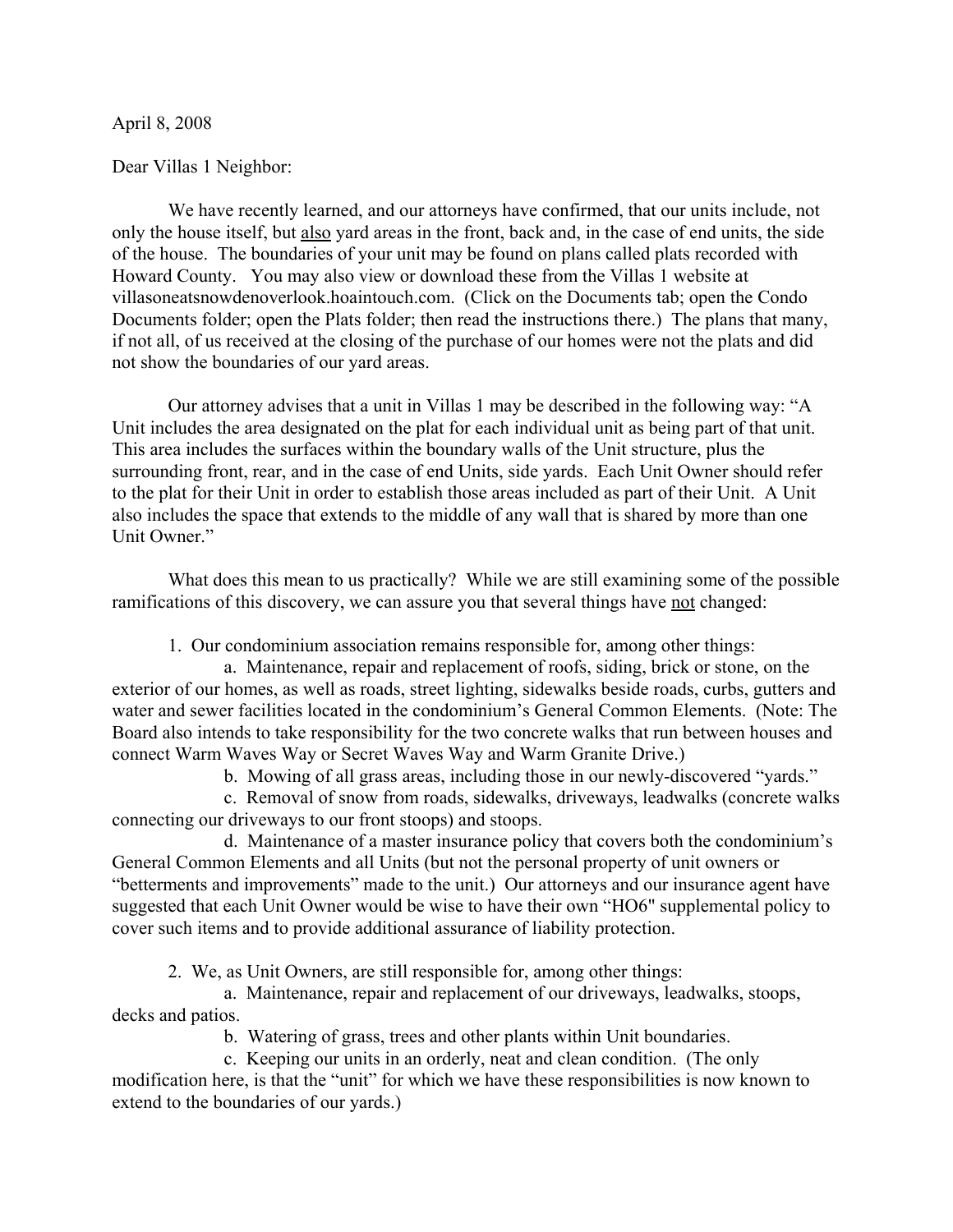April 8, 2008

Dear Villas 1 Neighbor:

We have recently learned, and our attorneys have confirmed, that our units include, not only the house itself, but <u>also</u> yard areas in the front, back and, in the case of end units, the side of the house. The boundaries of your unit may be found on plans called plats recorded with Howard County. You may also view or download these from the Villas 1 website at villasoneatsnowdenoverlook.hoaintouch.com. (Click on the Documents tab; open the Condo Documents folder; open the Plats folder; then read the instructions there.) The plans that many, if not all, of us received at the closing of the purchase of our homes were not the plats and did not show the boundaries of our yard areas.

Our attorney advises that a unit in Villas 1 may be described in the following way: "A Unit includes the area designated on the plat for each individual unit as being part of that unit. This area includes the surfaces within the boundary walls of the Unit structure, plus the surrounding front, rear, and in the case of end Units, side yards. Each Unit Owner should refer to the plat for their Unit in order to establish those areas included as part of their Unit. A Unit also includes the space that extends to the middle of any wall that is shared by more than one Unit Owner."

What does this mean to us practically? While we are still examining some of the possible ramifications of this discovery, we can assure you that several things have <u>not</u> changed:

1. Our condominium association remains responsible for, among other things:

   a. Maintenance, repair and replacement of roofs, siding, brick or stone, on the exterior of our homes, as well as roads, street lighting, sidewalks beside roads, curbs, gutters and water and sewer facilities located in the condominium's General Common Elements. (Note: The Board also intends to take responsibility for the two concrete walks that run between houses and connect Warm Waves Way or Secret Waves Way and Warm Granite Drive.)

   b. Mowing of all grass areas, including those in our newly-discovered "yards."

   c. Removal of snow from roads, sidewalks, driveways, leadwalks (concrete walks connecting our driveways to our front stoops) and stoops.

   d. Maintenance of a master insurance policy that covers both the condominium's General Common Elements and all Units (but not the personal property of unit owners or "betterments and improvements" made to the unit.) Our attorneys and our insurance agent have suggested that each Unit Owner would be wise to have their own "HO6" supplemental policy to cover such items and to provide additional assurance of liability protection.

2. We, as Unit Owners, are still responsible for, among other things:

   a. Maintenance, repair and replacement of our driveways, leadwalks, stoops, decks and patios.

   b. Watering of grass, trees and other plants within Unit boundaries.

   c. Keeping our units in an orderly, neat and clean condition. (The only modification here, is that the "unit" for which we have these responsibilities is now known to extend to the boundaries of our yards.)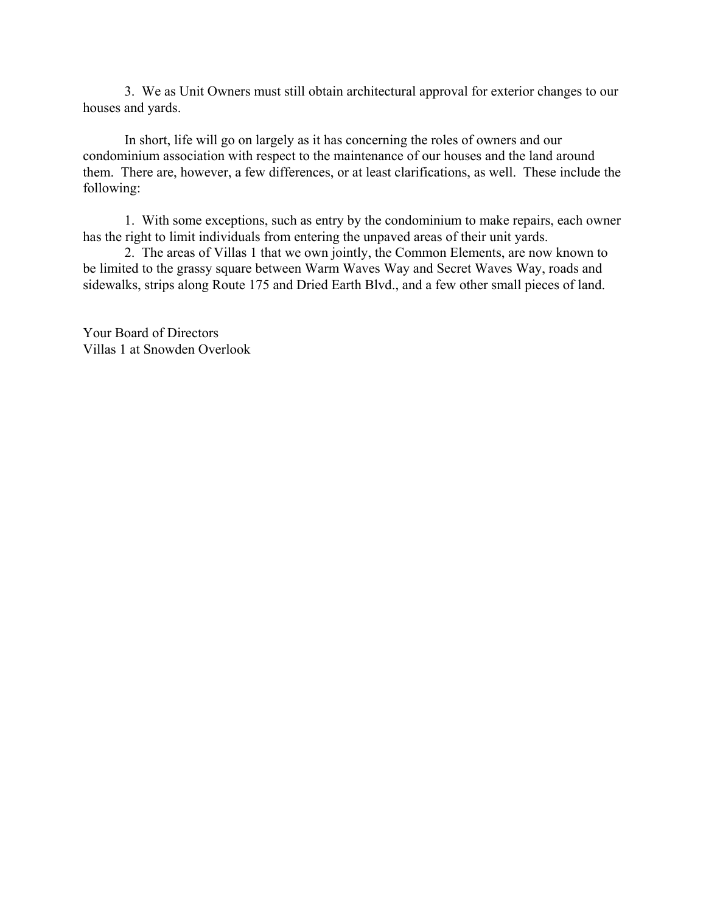3. We as Unit Owners must still obtain architectural approval for exterior changes to our houses and yards.

In short, life will go on largely as it has concerning the roles of owners and our condominium association with respect to the maintenance of our houses and the land around them. There are, however, a few differences, or at least clarifications, as well. These include the following:

1. With some exceptions, such as entry by the condominium to make repairs, each owner has the right to limit individuals from entering the unpaved areas of their unit yards.
2. The areas of Villas 1 that we own jointly, the Common Elements, are now known to be limited to the grassy square between Warm Waves Way and Secret Waves Way, roads and sidewalks, strips along Route 175 and Dried Earth Blvd., and a few other small pieces of land.

Your Board of Directors
Villas 1 at Snowden Overlook